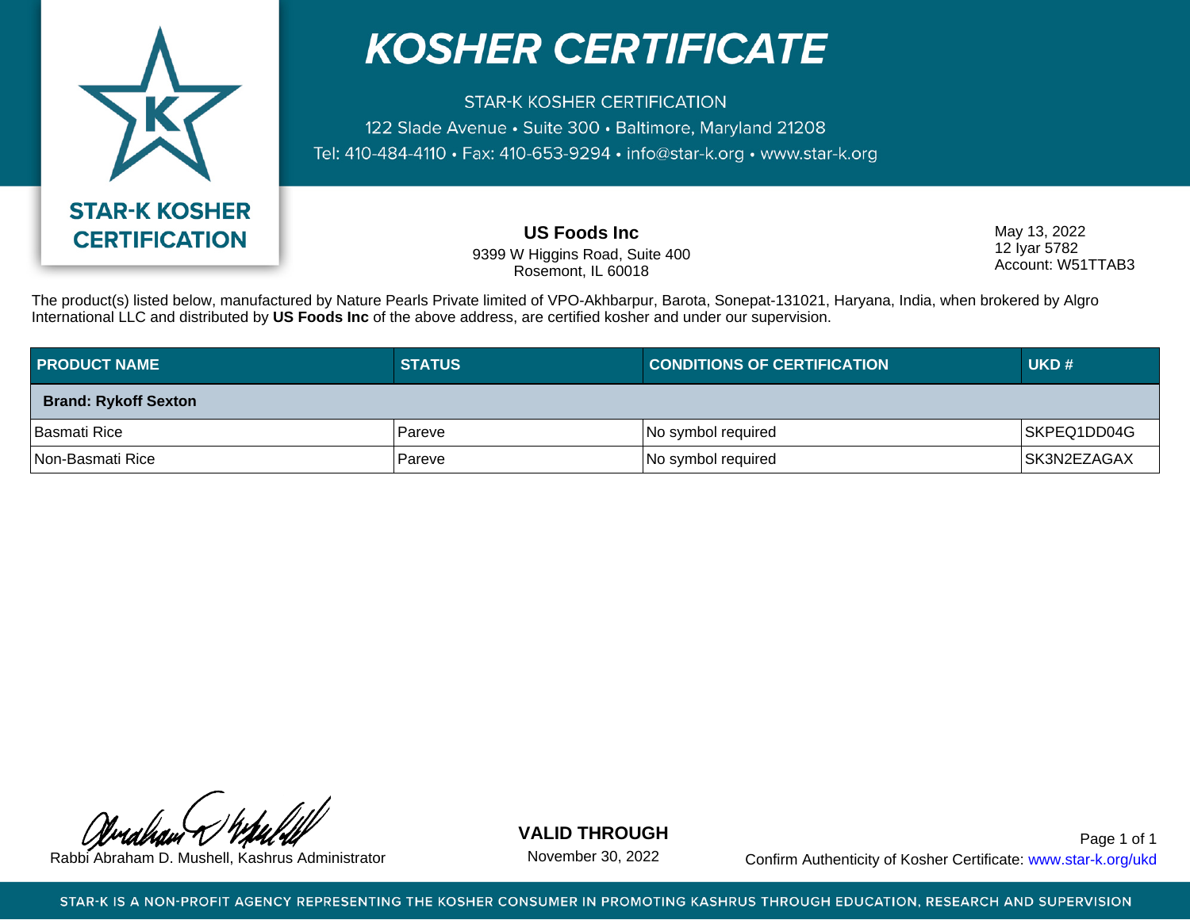# KOSHER CERTIFICATE

STAR-K KOSHER CERTIFICATION
122 Slade Avenue • Suite 300 • Baltimore, Maryland 21208
Tel: 410-484-4110 • Fax: 410-653-9294 • info@star-k.org • www.star-k.org

**STAR-K KOSHER CERTIFICATION**

**US Foods Inc**
9399 W Higgins Road, Suite 400
Rosemont, IL 60018

May 13, 2022
12 Iyar 5782
Account: W51TTAB3

The product(s) listed below, manufactured by Nature Pearls Private limited of VPO-Akhbarpur, Barota, Sonepat-131021, Haryana, India, when brokered by Algro International LLC and distributed by **US Foods Inc** of the above address, are certified kosher and under our supervision.

| PRODUCT NAME | STATUS | CONDITIONS OF CERTIFICATION | UKD # |
|---|---|---|---|
| **Brand: Rykoff Sexton** | | | |
| Basmati Rice | Pareve | No symbol required | SKPEQ1DD04G |
| Non-Basmati Rice | Pareve | No symbol required | SK3N2EZAGAX |

Rabbi Abraham D. Mushell, Kashrus Administrator

**VALID THROUGH**
November 30, 2022

Confirm Authenticity of Kosher Certificate: www.star-k.org/ukd

STAR-K IS A NON-PROFIT AGENCY REPRESENTING THE KOSHER CONSUMER IN PROMOTING KASHRUS THROUGH EDUCATION, RESEARCH AND SUPERVISION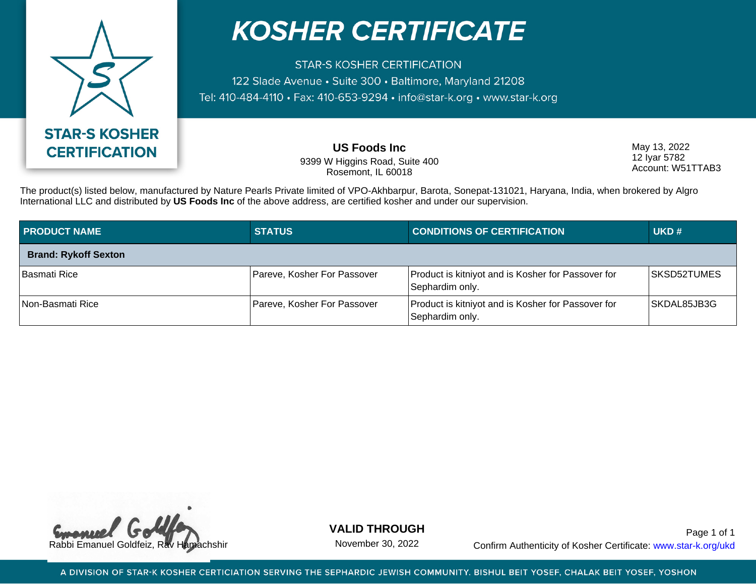# KOSHER CERTIFICATE

STAR-S KOSHER CERTIFICATION
122 Slade Avenue • Suite 300 • Baltimore, Maryland 21208
Tel: 410-484-4110 • Fax: 410-653-9294 • info@star-k.org • www.star-k.org

STAR-S KOSHER CERTIFICATION

**US Foods Inc**
9399 W Higgins Road, Suite 400
Rosemont, IL 60018

May 13, 2022
12 Iyar 5782
Account: W51TTAB3

The product(s) listed below, manufactured by Nature Pearls Private limited of VPO-Akhbarpur, Barota, Sonepat-131021, Haryana, India, when brokered by Algro International LLC and distributed by **US Foods Inc** of the above address, are certified kosher and under our supervision.

| PRODUCT NAME | STATUS | CONDITIONS OF CERTIFICATION | UKD # |
|---|---|---|---|
| **Brand: Rykoff Sexton** | | | |
| Basmati Rice | Pareve, Kosher For Passover | Product is kitniyot and is Kosher for Passover for Sephardim only. | SKSD52TUMES |
| Non-Basmati Rice | Pareve, Kosher For Passover | Product is kitniyot and is Kosher for Passover for Sephardim only. | SKDAL85JB3G |

Rabbi Emanuel Goldfeiz, Rav Hamachshir

**VALID THROUGH**
November 30, 2022

Confirm Authenticity of Kosher Certificate: www.star-k.org/ukd

A DIVISION OF STAR-K KOSHER CERTICIATION SERVING THE SEPHARDIC JEWISH COMMUNITY. BISHUL BEIT YOSEF, CHALAK BEIT YOSEF, YOSHON